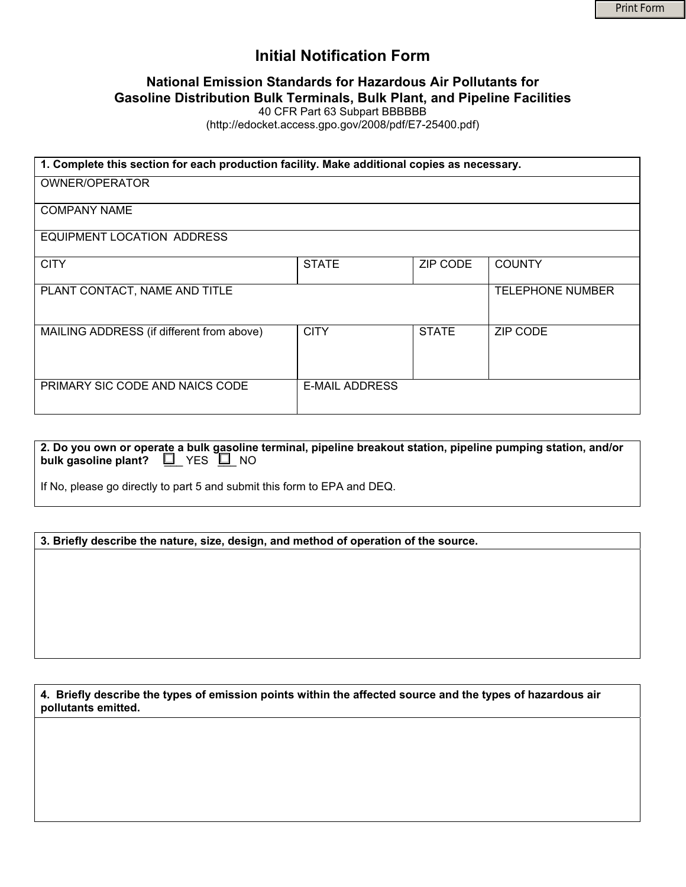Print Form

# Initial Notification Form

## National Emission Standards for Hazardous Air Pollutants for Gasoline Distribution Bulk Terminals, Bulk Plant, and Pipeline Facilities

40 CFR Part 63 Subpart BBBBBB
(http://edocket.access.gpo.gov/2008/pdf/E7-25400.pdf)

| **1. Complete this section for each production facility. Make additional copies as necessary.** | | | |
|---|---|---|---|
| OWNER/OPERATOR | | | |
| COMPANY NAME | | | |
| EQUIPMENT LOCATION ADDRESS | | | |
| CITY | STATE | ZIP CODE | COUNTY |
| PLANT CONTACT, NAME AND TITLE | | | TELEPHONE NUMBER |
| MAILING ADDRESS (if different from above) | CITY | STATE | ZIP CODE |
| PRIMARY SIC CODE AND NAICS CODE | E-MAIL ADDRESS | | |

**2. Do you own or operate a bulk gasoline terminal, pipeline breakout station, pipeline pumping station, and/or bulk gasoline plant?** ☐ YES ☐ NO

If No, please go directly to part 5 and submit this form to EPA and DEQ.

**3. Briefly describe the nature, size, design, and method of operation of the source.**

**4. Briefly describe the types of emission points within the affected source and the types of hazardous air pollutants emitted.**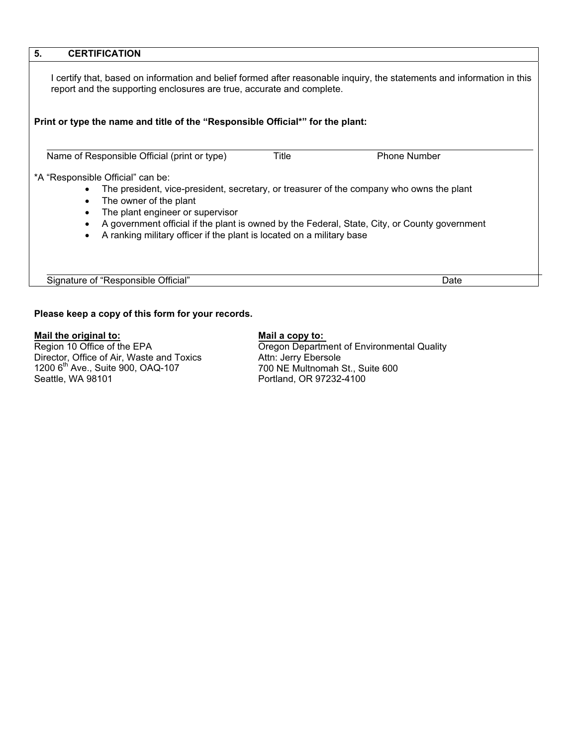## 5. CERTIFICATION

I certify that, based on information and belief formed after reasonable inquiry, the statements and information in this report and the supporting enclosures are true, accurate and complete.

**Print or type the name and title of the "Responsible Official*" for the plant:**

| Name of Responsible Official (print or type) | Title | Phone Number |
|---|---|---|
| | | |

*A "Responsible Official" can be:

- The president, vice-president, secretary, or treasurer of the company who owns the plant
- The owner of the plant
- The plant engineer or supervisor
- A government official if the plant is owned by the Federal, State, City, or County government
- A ranking military officer if the plant is located on a military base

| Signature of "Responsible Official" | Date |
|---|---|
| | |

**Please keep a copy of this form for your records.**

**Mail the original to:**
Region 10 Office of the EPA
Director, Office of Air, Waste and Toxics
1200 6th Ave., Suite 900, OAQ-107
Seattle, WA 98101

**Mail a copy to:**
Oregon Department of Environmental Quality
Attn: Jerry Ebersole
700 NE Multnomah St., Suite 600
Portland, OR 97232-4100